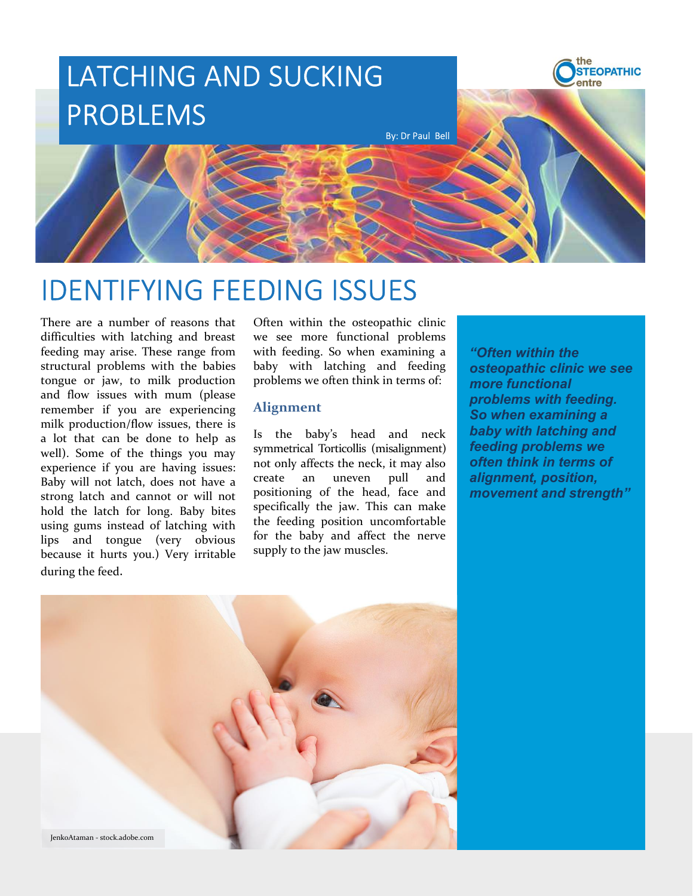# LATCHING AND SUCKING PROBLEMS

By: Dr Paul Bell

## IDENTIFYING FEEDING ISSUES

There are a number of reasons that difficulties with latching and breast feeding may arise. These range from structural problems with the babies tongue or jaw, to milk production and flow issues with mum (please remember if you are experiencing milk production/flow issues, there is a lot that can be done to help as well). Some of the things you may experience if you are having issues: Baby will not latch, does not have a strong latch and cannot or will not hold the latch for long. Baby bites using gums instead of latching with lips and tongue (very obvious because it hurts you.) Very irritable during the feed.

Often within the osteopathic clinic we see more functional problems with feeding. So when examining a baby with latching and feeding problems we often think in terms of:

### Alignment

Is the baby's head and neck symmetrical Torticollis (misalignment) not only affects the neck, it may also create an uneven pull and positioning of the head, face and specifically the jaw. This can make the feeding position uncomfortable for the baby and affect the nerve supply to the jaw muscles.

> ***"Often within the osteopathic clinic we see more functional problems with feeding. So when examining a baby with latching and feeding problems we often think in terms of alignment, position, movement and strength"***

JenkoAtaman - stock.adobe.com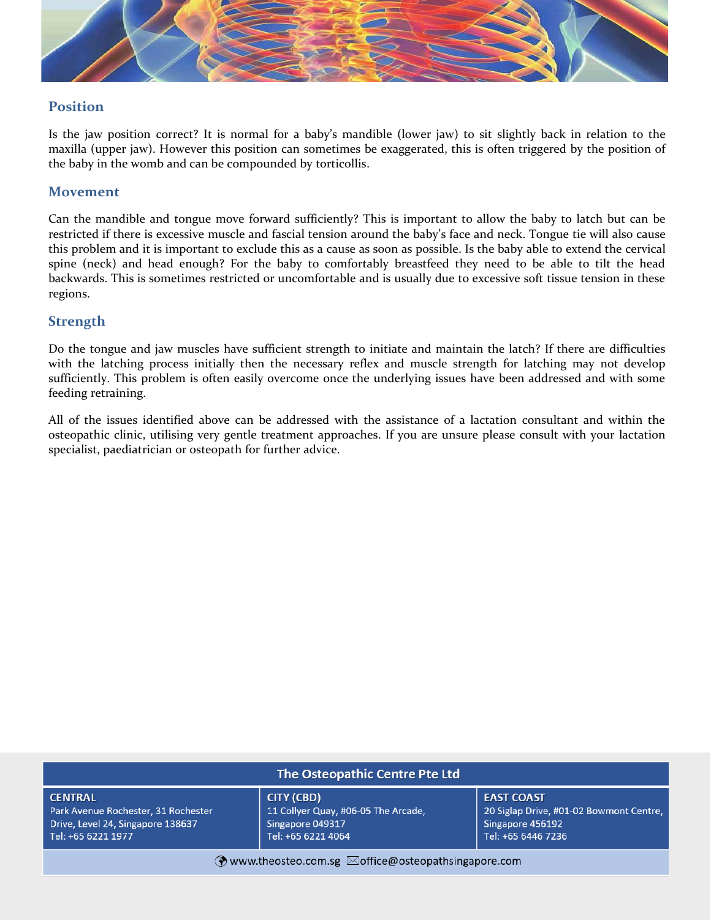## Position

Is the jaw position correct? It is normal for a baby's mandible (lower jaw) to sit slightly back in relation to the maxilla (upper jaw). However this position can sometimes be exaggerated, this is often triggered by the position of the baby in the womb and can be compounded by torticollis.

## Movement

Can the mandible and tongue move forward sufficiently? This is important to allow the baby to latch but can be restricted if there is excessive muscle and fascial tension around the baby's face and neck. Tongue tie will also cause this problem and it is important to exclude this as a cause as soon as possible. Is the baby able to extend the cervical spine (neck) and head enough? For the baby to comfortably breastfeed they need to be able to tilt the head backwards. This is sometimes restricted or uncomfortable and is usually due to excessive soft tissue tension in these regions.

## Strength

Do the tongue and jaw muscles have sufficient strength to initiate and maintain the latch? If there are difficulties with the latching process initially then the necessary reflex and muscle strength for latching may not develop sufficiently. This problem is often easily overcome once the underlying issues have been addressed and with some feeding retraining.

All of the issues identified above can be addressed with the assistance of a lactation consultant and within the osteopathic clinic, utilising very gentle treatment approaches. If you are unsure please consult with your lactation specialist, paediatrician or osteopath for further advice.

**The Osteopathic Centre Pte Ltd**

| CENTRAL | CITY (CBD) | EAST COAST |
| --- | --- | --- |
| Park Avenue Rochester, 31 Rochester Drive, Level 24, Singapore 138637 | 11 Collyer Quay, #06-05 The Arcade, Singapore 049317 | 20 Siglap Drive, #01-02 Bowmont Centre, Singapore 456192 |
| Tel: +65 6221 1977 | Tel: +65 6221 4064 | Tel: +65 6446 7236 |

www.theosteo.com.sg office@osteopathsingapore.com